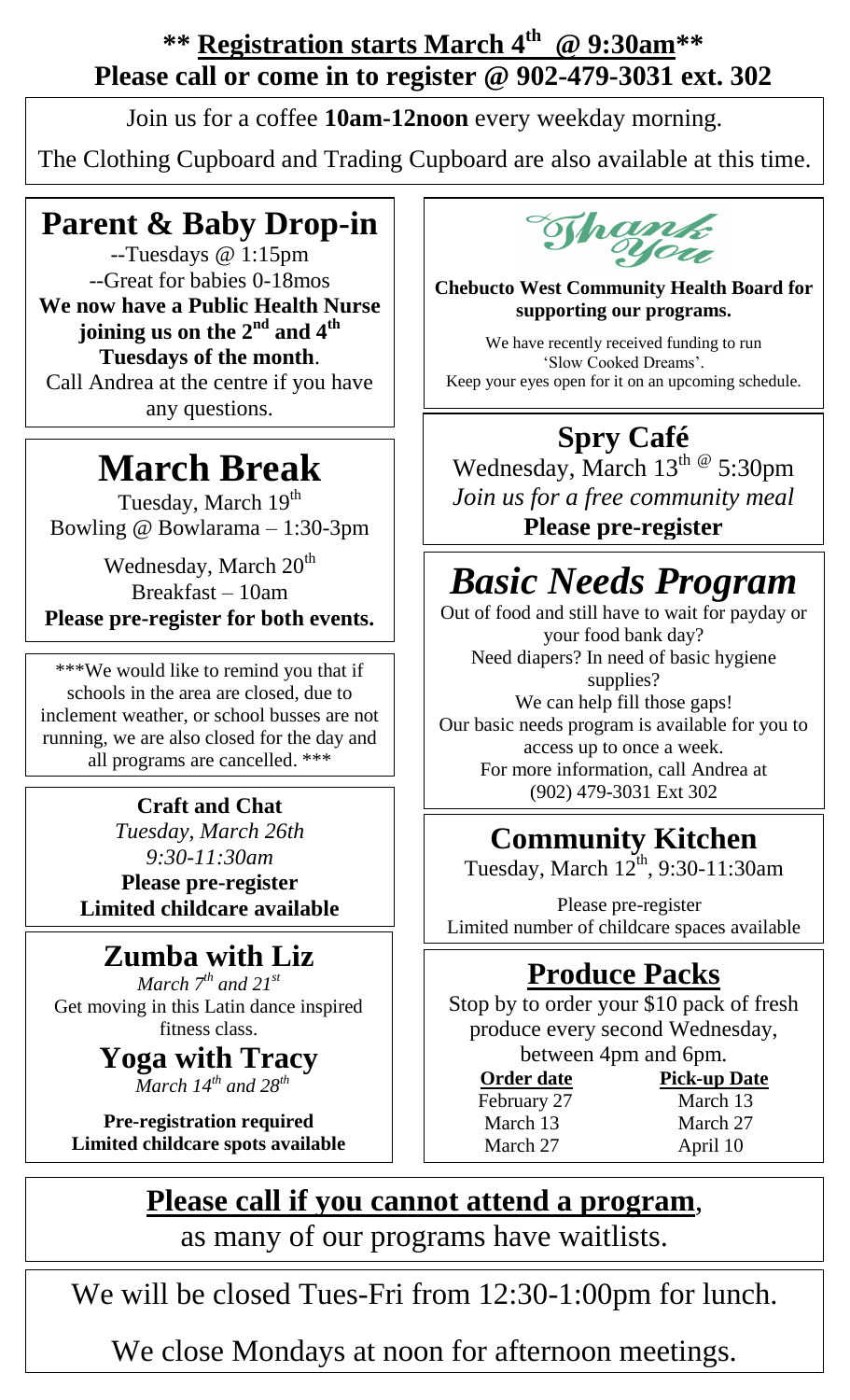**** Registration starts March 4th @ 9:30am****

**Please call or come in to register @ 902-479-3031 ext. 302**

Join us for a coffee **10am-12noon** every weekday morning.

The Clothing Cupboard and Trading Cupboard are also available at this time.

## Parent & Baby Drop-in

--Tuesdays @ 1:15pm

--Great for babies 0-18mos

**We now have a Public Health Nurse joining us on the 2nd and 4th Tuesdays of the month**.

Call Andrea at the centre if you have any questions.

# March Break

Tuesday, March 19th

Bowling @ Bowlarama – 1:30-3pm

Wednesday, March 20th

Breakfast – 10am

**Please pre-register for both events.**

***We would like to remind you that if schools in the area are closed, due to inclement weather, or school busses are not running, we are also closed for the day and all programs are cancelled. ***

**Craft and Chat**

*Tuesday, March 26th*

*9:30-11:30am*

**Please pre-register**

**Limited childcare available**

## Zumba with Liz

*March 7th and 21st*

Get moving in this Latin dance inspired fitness class.

## Yoga with Tracy

*March 14th and 28th*

**Pre-registration required**

**Limited childcare spots available**

Thank You

**Chebucto West Community Health Board for supporting our programs.**

We have recently received funding to run 'Slow Cooked Dreams'.
Keep your eyes open for it on an upcoming schedule.

## Spry Café

Wednesday, March 13th @ 5:30pm

*Join us for a free community meal*

**Please pre-register**

# *Basic Needs Program*

Out of food and still have to wait for payday or your food bank day?

Need diapers? In need of basic hygiene supplies?

We can help fill those gaps!

Our basic needs program is available for you to access up to once a week.

For more information, call Andrea at (902) 479-3031 Ext 302

## Community Kitchen

Tuesday, March 12th, 9:30-11:30am

Please pre-register

Limited number of childcare spaces available

## Produce Packs

Stop by to order your $10 pack of fresh produce every second Wednesday, between 4pm and 6pm.

| **Order date** | **Pick-up Date** |
|---|---|
| February 27 | March 13 |
| March 13 | March 27 |
| March 27 | April 10 |

**Please call if you cannot attend a program**, as many of our programs have waitlists.

We will be closed Tues-Fri from 12:30-1:00pm for lunch.

We close Mondays at noon for afternoon meetings.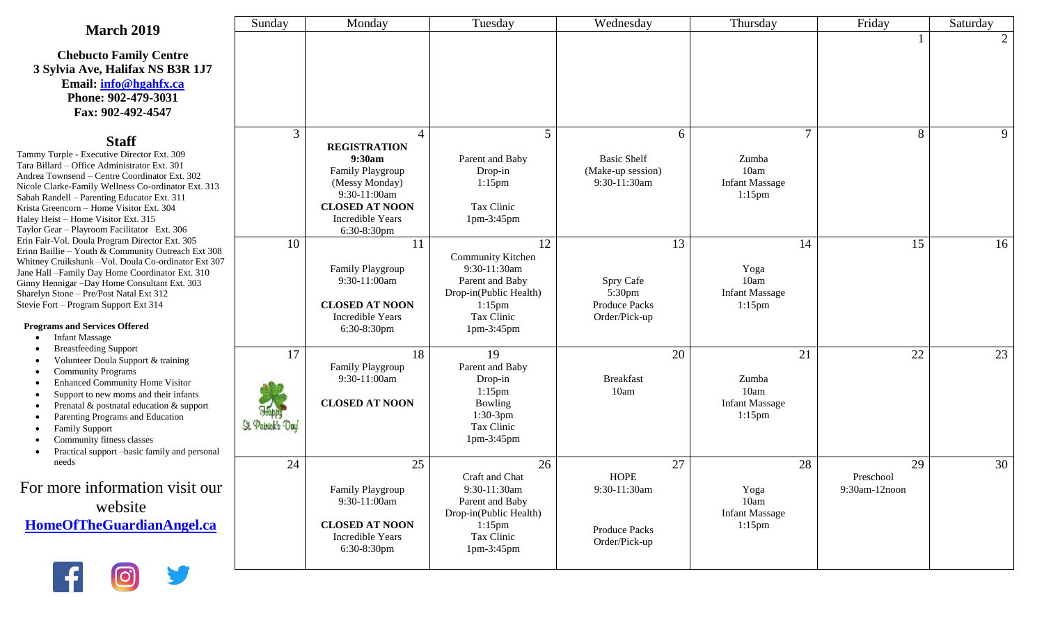## March 2019

**Chebucto Family Centre**
**3 Sylvia Ave, Halifax NS B3R 1J7**
**Email: info@hgahfx.ca**
**Phone: 902-479-3031**
**Fax: 902-492-4547**

## Staff

Tammy Turple - Executive Director Ext. 309
Tara Billard – Office Administrator Ext. 301
Andrea Townsend – Centre Coordinator Ext. 302
Nicole Clarke-Family Wellness Co-ordinator Ext. 313
Sabah Randell – Parenting Educator Ext. 311
Krista Greencorn – Home Visitor Ext. 304
Haley Heist – Home Visitor Ext. 315
Taylor Gear – Playroom Facilitator Ext. 306
Erin Fair-Vol. Doula Program Director Ext. 305
Erinn Baillie – Youth & Community Outreach Ext 308
Whitney Cruikshank –Vol. Doula Co-ordinator Ext 307
Jane Hall –Family Day Home Coordinator Ext. 310
Ginny Hennigar –Day Home Consultant Ext. 303
Sharelyn Stone – Pre/Post Natal Ext 312
Stevie Fort – Program Support Ext 314

**Programs and Services Offered**

- Infant Massage
- Breastfeeding Support
- Volunteer Doula Support & training
- Community Programs
- Enhanced Community Home Visitor
- Support to new moms and their infants
- Prenatal & postnatal education & support
- Parenting Programs and Education
- Family Support
- Community fitness classes
- Practical support –basic family and personal needs

For more information visit our website
**HomeOfTheGuardianAngel.ca**

| Sunday | Monday | Tuesday | Wednesday | Thursday | Friday | Saturday |
|---|---|---|---|---|---|---|
| | | | | | 1 | 2 |
| 3 | 4<br>**REGISTRATION 9:30am**<br>Family Playgroup (Messy Monday)<br>9:30-11:00am<br>**CLOSED AT NOON**<br>Incredible Years<br>6:30-8:30pm | 5<br>Parent and Baby Drop-in<br>1:15pm<br>Tax Clinic<br>1pm-3:45pm | 6<br>Basic Shelf (Make-up session)<br>9:30-11:30am | 7<br>Zumba<br>10am<br>Infant Massage<br>1:15pm | 8 | 9 |
| 10 | 11<br>Family Playgroup<br>9:30-11:00am<br>**CLOSED AT NOON**<br>Incredible Years<br>6:30-8:30pm | 12<br>Community Kitchen<br>9:30-11:30am<br>Parent and Baby Drop-in(Public Health)<br>1:15pm<br>Tax Clinic<br>1pm-3:45pm | 13<br>Spry Cafe<br>5:30pm<br>Produce Packs Order/Pick-up | 14<br>Yoga<br>10am<br>Infant Massage<br>1:15pm | 15 | 16 |
| 17<br>Happy St. Patrick's Day! | 18<br>Family Playgroup<br>9:30-11:00am<br>**CLOSED AT NOON** | 19<br>Parent and Baby Drop-in<br>1:15pm<br>Bowling<br>1:30-3pm<br>Tax Clinic<br>1pm-3:45pm | 20<br>Breakfast<br>10am | 21<br>Zumba<br>10am<br>Infant Massage<br>1:15pm | 22 | 23 |
| 24 | 25<br>Family Playgroup<br>9:30-11:00am<br>**CLOSED AT NOON**<br>Incredible Years<br>6:30-8:30pm | 26<br>Craft and Chat<br>9:30-11:30am<br>Parent and Baby Drop-in(Public Health)<br>1:15pm<br>Tax Clinic<br>1pm-3:45pm | 27<br>HOPE<br>9:30-11:30am<br>Produce Packs Order/Pick-up | 28<br>Yoga<br>10am<br>Infant Massage<br>1:15pm | 29<br>Preschool<br>9:30am-12noon | 30 |